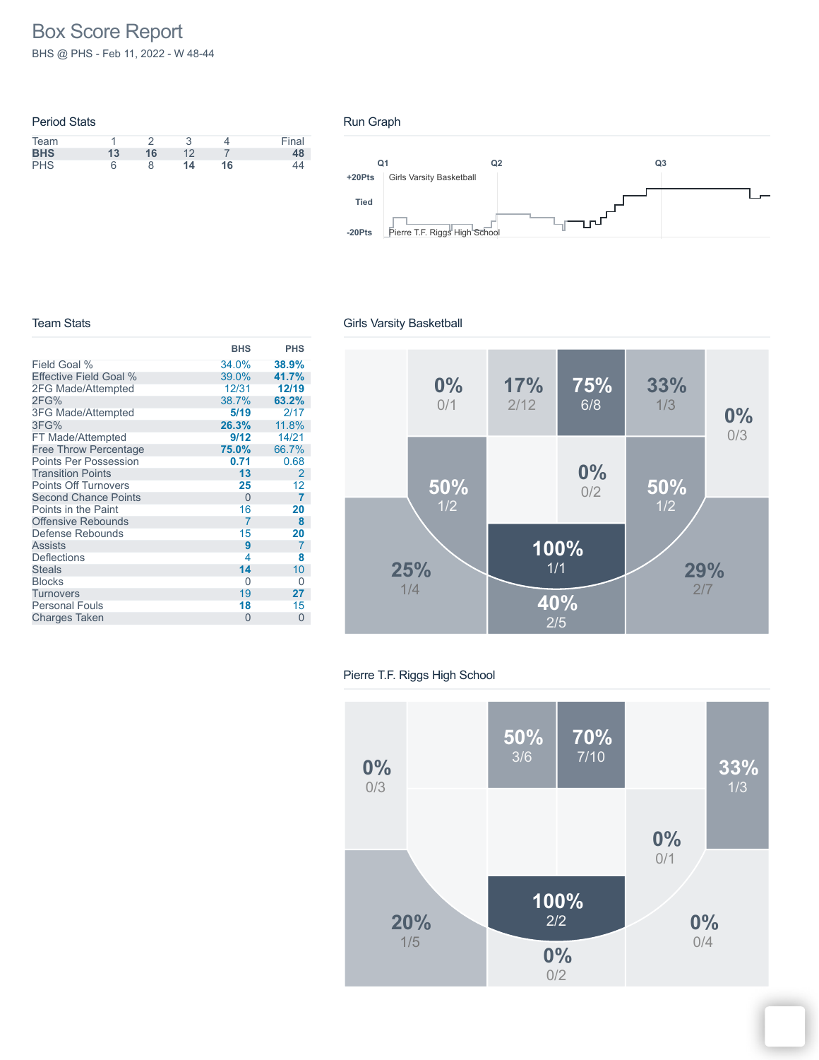# Box Score Report

BHS @ PHS - Feb 11, 2022 - W 48-44

## Period Stats

| Team | 1 | 2 | 3 | 4 | Final |
|---|---|---|---|---|---|
| **BHS** | **13** | **16** | 12 | 7 | **48** |
| PHS | 6 | 8 | **14** | **16** | 44 |

## Run Graph

Q1 Q2 Q3

+20Pts Girls Varsity Basketball

Tied

-20Pts Pierre T.F. Riggs High School

## Team Stats

| | BHS | PHS |
|---|---|---|
| Field Goal % | 34.0% | **38.9%** |
| Effective Field Goal % | 39.0% | **41.7%** |
| 2FG Made/Attempted | 12/31 | **12/19** |
| 2FG% | 38.7% | **63.2%** |
| 3FG Made/Attempted | **5/19** | 2/17 |
| 3FG% | **26.3%** | 11.8% |
| FT Made/Attempted | **9/12** | 14/21 |
| Free Throw Percentage | **75.0%** | 66.7% |
| Points Per Possession | **0.71** | 0.68 |
| Transition Points | **13** | 2 |
| Points Off Turnovers | **25** | 12 |
| Second Chance Points | 0 | **7** |
| Points in the Paint | 16 | **20** |
| Offensive Rebounds | 7 | **8** |
| Defense Rebounds | 15 | **20** |
| Assists | **9** | 7 |
| Deflections | 4 | **8** |
| Steals | **14** | 10 |
| Blocks | 0 | 0 |
| Turnovers | 19 | **27** |
| Personal Fouls | **18** | 15 |
| Charges Taken | 0 | 0 |

## Girls Varsity Basketball

0% 0/1 | 17% 2/12 | 75% 6/8 | 33% 1/3 | 0% 0/3

50% 1/2 | 0% 0/2 | 50% 1/2

25% 1/4 | 100% 1/1 | 29% 2/7

40% 2/5

## Pierre T.F. Riggs High School

0% 0/3 | 50% 3/6 | 70% 7/10 | 33% 1/3

0% 0/1

20% 1/5 | 100% 2/2 | 0% 0/4

0% 0/2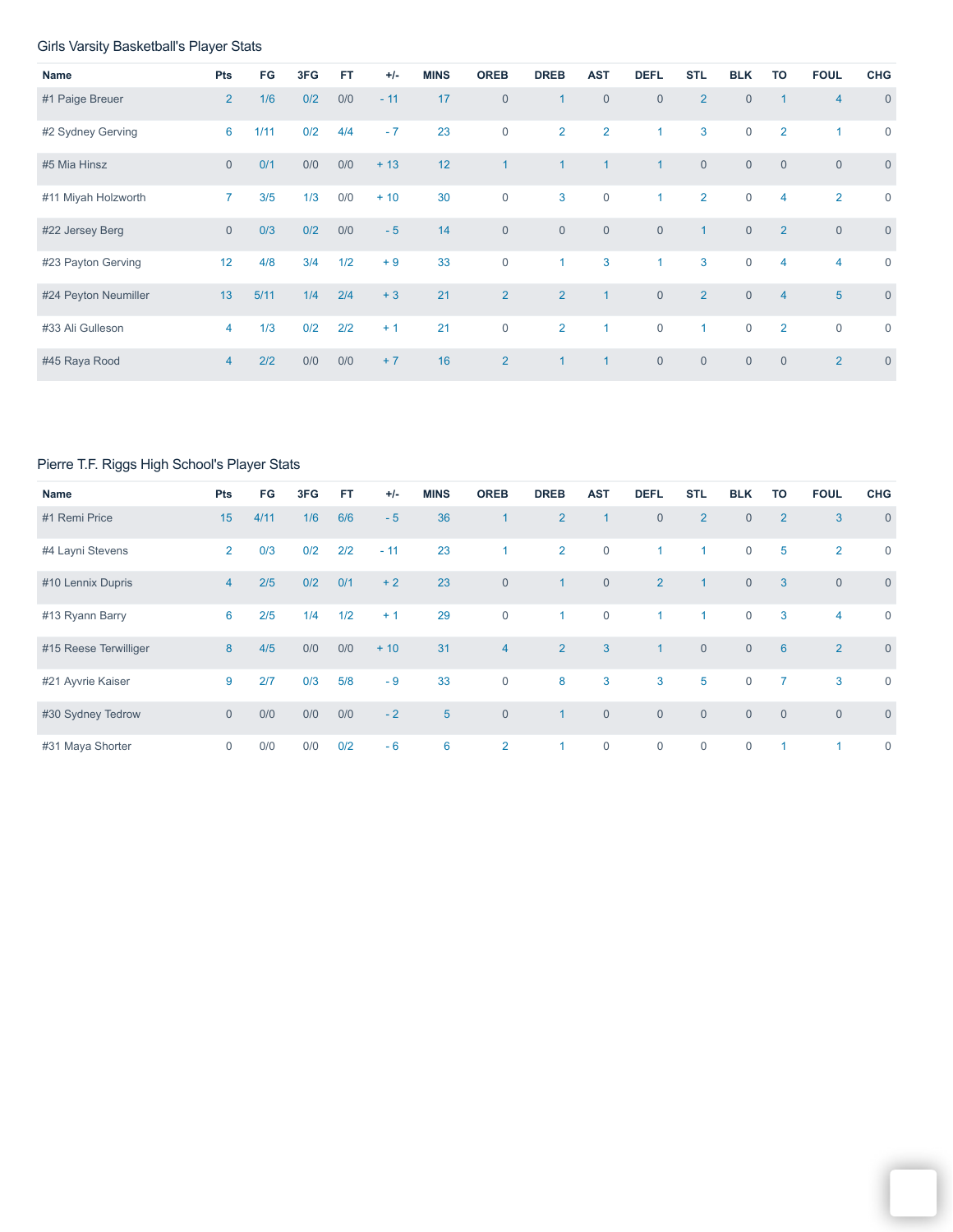Girls Varsity Basketball's Player Stats

| Name | Pts | FG | 3FG | FT | +/- | MINS | OREB | DREB | AST | DEFL | STL | BLK | TO | FOUL | CHG |
|---|---|---|---|---|---|---|---|---|---|---|---|---|---|---|---|
| #1 Paige Breuer | 2 | 1/6 | 0/2 | 0/0 | - 11 | 17 | 0 | 1 | 0 | 0 | 2 | 0 | 1 | 4 | 0 |
| #2 Sydney Gerving | 6 | 1/11 | 0/2 | 4/4 | - 7 | 23 | 0 | 2 | 2 | 1 | 3 | 0 | 2 | 1 | 0 |
| #5 Mia Hinsz | 0 | 0/1 | 0/0 | 0/0 | + 13 | 12 | 1 | 1 | 1 | 1 | 0 | 0 | 0 | 0 | 0 |
| #11 Miyah Holzworth | 7 | 3/5 | 1/3 | 0/0 | + 10 | 30 | 0 | 3 | 0 | 1 | 2 | 0 | 4 | 2 | 0 |
| #22 Jersey Berg | 0 | 0/3 | 0/2 | 0/0 | - 5 | 14 | 0 | 0 | 0 | 0 | 1 | 0 | 2 | 0 | 0 |
| #23 Payton Gerving | 12 | 4/8 | 3/4 | 1/2 | + 9 | 33 | 0 | 1 | 3 | 1 | 3 | 0 | 4 | 4 | 0 |
| #24 Peyton Neumiller | 13 | 5/11 | 1/4 | 2/4 | + 3 | 21 | 2 | 2 | 1 | 0 | 2 | 0 | 4 | 5 | 0 |
| #33 Ali Gulleson | 4 | 1/3 | 0/2 | 2/2 | + 1 | 21 | 0 | 2 | 1 | 0 | 1 | 0 | 2 | 0 | 0 |
| #45 Raya Rood | 4 | 2/2 | 0/0 | 0/0 | + 7 | 16 | 2 | 1 | 1 | 0 | 0 | 0 | 0 | 2 | 0 |

Pierre T.F. Riggs High School's Player Stats

| Name | Pts | FG | 3FG | FT | +/- | MINS | OREB | DREB | AST | DEFL | STL | BLK | TO | FOUL | CHG |
|---|---|---|---|---|---|---|---|---|---|---|---|---|---|---|---|
| #1 Remi Price | 15 | 4/11 | 1/6 | 6/6 | - 5 | 36 | 1 | 2 | 1 | 0 | 2 | 0 | 2 | 3 | 0 |
| #4 Layni Stevens | 2 | 0/3 | 0/2 | 2/2 | - 11 | 23 | 1 | 2 | 0 | 1 | 1 | 0 | 5 | 2 | 0 |
| #10 Lennix Dupris | 4 | 2/5 | 0/2 | 0/1 | + 2 | 23 | 0 | 1 | 0 | 2 | 1 | 0 | 3 | 0 | 0 |
| #13 Ryann Barry | 6 | 2/5 | 1/4 | 1/2 | + 1 | 29 | 0 | 1 | 0 | 1 | 1 | 0 | 3 | 4 | 0 |
| #15 Reese Terwilliger | 8 | 4/5 | 0/0 | 0/0 | + 10 | 31 | 4 | 2 | 3 | 1 | 0 | 0 | 6 | 2 | 0 |
| #21 Ayvrie Kaiser | 9 | 2/7 | 0/3 | 5/8 | - 9 | 33 | 0 | 8 | 3 | 3 | 5 | 0 | 7 | 3 | 0 |
| #30 Sydney Tedrow | 0 | 0/0 | 0/0 | 0/0 | - 2 | 5 | 0 | 1 | 0 | 0 | 0 | 0 | 0 | 0 | 0 |
| #31 Maya Shorter | 0 | 0/0 | 0/0 | 0/2 | - 6 | 6 | 2 | 1 | 0 | 0 | 0 | 0 | 1 | 1 | 0 |